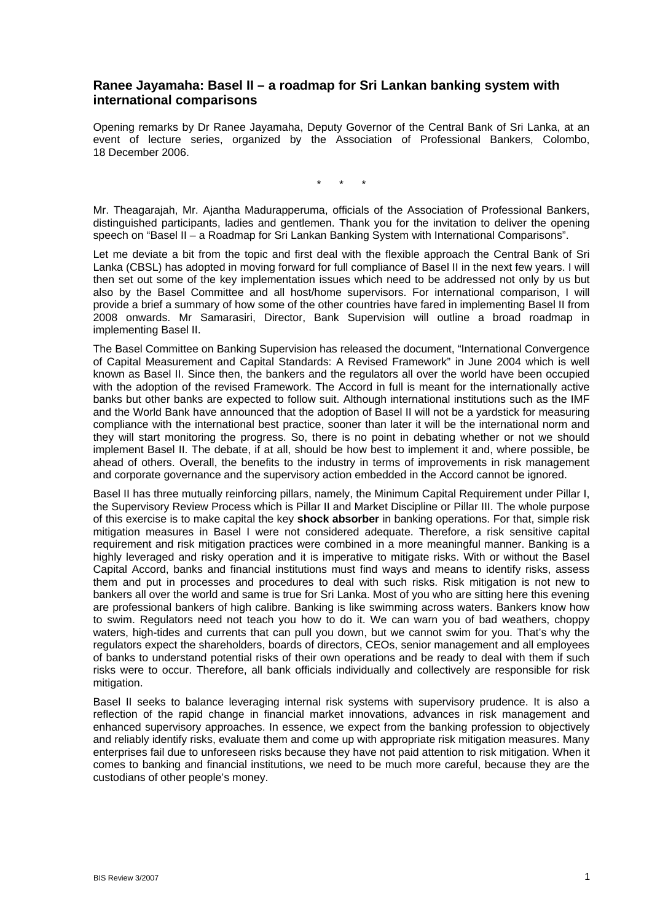## Ranee Jayamaha: Basel II – a roadmap for Sri Lankan banking system with international comparisons

Opening remarks by Dr Ranee Jayamaha, Deputy Governor of the Central Bank of Sri Lanka, at an event of lecture series, organized by the Association of Professional Bankers, Colombo, 18 December 2006.

\* \* \*

Mr. Theagarajah, Mr. Ajantha Madurapperuma, officials of the Association of Professional Bankers, distinguished participants, ladies and gentlemen. Thank you for the invitation to deliver the opening speech on "Basel II – a Roadmap for Sri Lankan Banking System with International Comparisons".

Let me deviate a bit from the topic and first deal with the flexible approach the Central Bank of Sri Lanka (CBSL) has adopted in moving forward for full compliance of Basel II in the next few years. I will then set out some of the key implementation issues which need to be addressed not only by us but also by the Basel Committee and all host/home supervisors. For international comparison, I will provide a brief a summary of how some of the other countries have fared in implementing Basel II from 2008 onwards. Mr Samarasiri, Director, Bank Supervision will outline a broad roadmap in implementing Basel II.

The Basel Committee on Banking Supervision has released the document, "International Convergence of Capital Measurement and Capital Standards: A Revised Framework" in June 2004 which is well known as Basel II. Since then, the bankers and the regulators all over the world have been occupied with the adoption of the revised Framework. The Accord in full is meant for the internationally active banks but other banks are expected to follow suit. Although international institutions such as the IMF and the World Bank have announced that the adoption of Basel II will not be a yardstick for measuring compliance with the international best practice, sooner than later it will be the international norm and they will start monitoring the progress. So, there is no point in debating whether or not we should implement Basel II. The debate, if at all, should be how best to implement it and, where possible, be ahead of others. Overall, the benefits to the industry in terms of improvements in risk management and corporate governance and the supervisory action embedded in the Accord cannot be ignored.

Basel II has three mutually reinforcing pillars, namely, the Minimum Capital Requirement under Pillar I, the Supervisory Review Process which is Pillar II and Market Discipline or Pillar III. The whole purpose of this exercise is to make capital the key **shock absorber** in banking operations. For that, simple risk mitigation measures in Basel I were not considered adequate. Therefore, a risk sensitive capital requirement and risk mitigation practices were combined in a more meaningful manner. Banking is a highly leveraged and risky operation and it is imperative to mitigate risks. With or without the Basel Capital Accord, banks and financial institutions must find ways and means to identify risks, assess them and put in processes and procedures to deal with such risks. Risk mitigation is not new to bankers all over the world and same is true for Sri Lanka. Most of you who are sitting here this evening are professional bankers of high calibre. Banking is like swimming across waters. Bankers know how to swim. Regulators need not teach you how to do it. We can warn you of bad weathers, choppy waters, high-tides and currents that can pull you down, but we cannot swim for you. That's why the regulators expect the shareholders, boards of directors, CEOs, senior management and all employees of banks to understand potential risks of their own operations and be ready to deal with them if such risks were to occur. Therefore, all bank officials individually and collectively are responsible for risk mitigation.

Basel II seeks to balance leveraging internal risk systems with supervisory prudence. It is also a reflection of the rapid change in financial market innovations, advances in risk management and enhanced supervisory approaches. In essence, we expect from the banking profession to objectively and reliably identify risks, evaluate them and come up with appropriate risk mitigation measures. Many enterprises fail due to unforeseen risks because they have not paid attention to risk mitigation. When it comes to banking and financial institutions, we need to be much more careful, because they are the custodians of other people's money.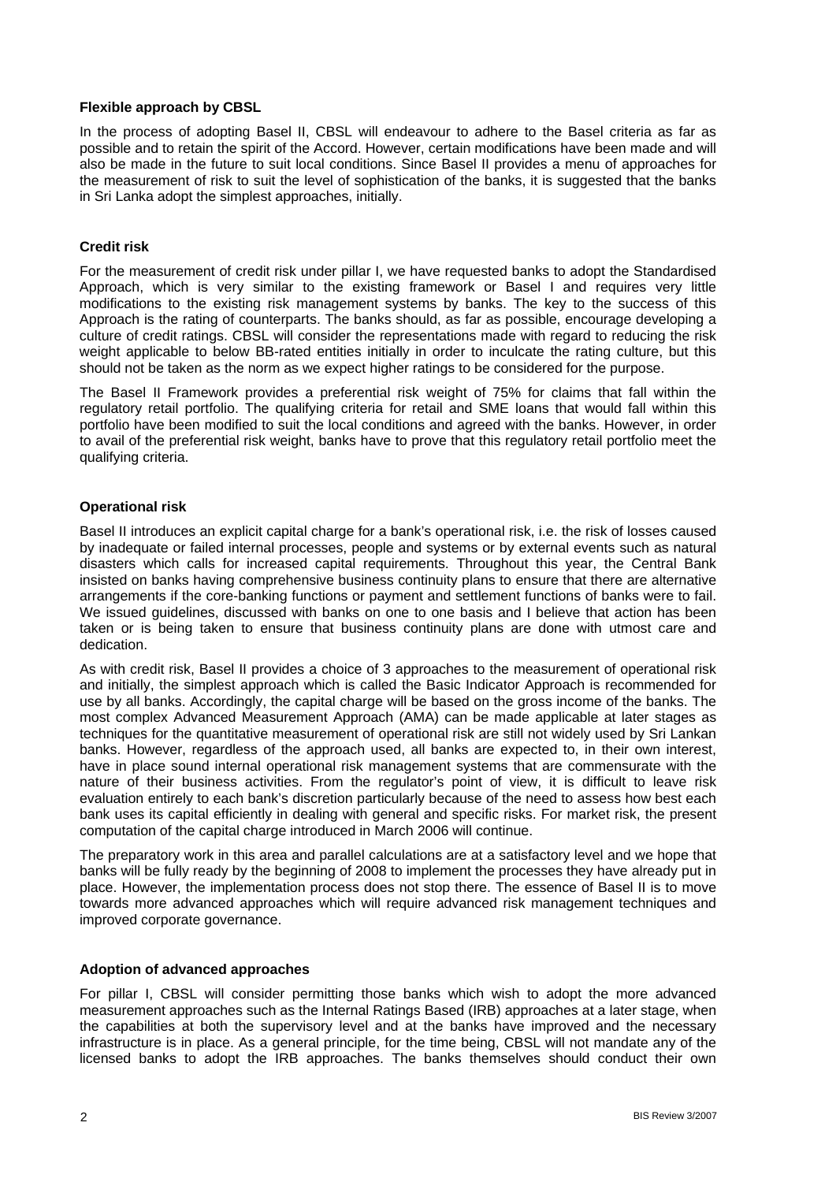**Flexible approach by CBSL**

In the process of adopting Basel II, CBSL will endeavour to adhere to the Basel criteria as far as possible and to retain the spirit of the Accord. However, certain modifications have been made and will also be made in the future to suit local conditions. Since Basel II provides a menu of approaches for the measurement of risk to suit the level of sophistication of the banks, it is suggested that the banks in Sri Lanka adopt the simplest approaches, initially.

**Credit risk**

For the measurement of credit risk under pillar I, we have requested banks to adopt the Standardised Approach, which is very similar to the existing framework or Basel I and requires very little modifications to the existing risk management systems by banks. The key to the success of this Approach is the rating of counterparts. The banks should, as far as possible, encourage developing a culture of credit ratings. CBSL will consider the representations made with regard to reducing the risk weight applicable to below BB-rated entities initially in order to inculcate the rating culture, but this should not be taken as the norm as we expect higher ratings to be considered for the purpose.

The Basel II Framework provides a preferential risk weight of 75% for claims that fall within the regulatory retail portfolio. The qualifying criteria for retail and SME loans that would fall within this portfolio have been modified to suit the local conditions and agreed with the banks. However, in order to avail of the preferential risk weight, banks have to prove that this regulatory retail portfolio meet the qualifying criteria.

**Operational risk**

Basel II introduces an explicit capital charge for a bank's operational risk, i.e. the risk of losses caused by inadequate or failed internal processes, people and systems or by external events such as natural disasters which calls for increased capital requirements. Throughout this year, the Central Bank insisted on banks having comprehensive business continuity plans to ensure that there are alternative arrangements if the core-banking functions or payment and settlement functions of banks were to fail. We issued guidelines, discussed with banks on one to one basis and I believe that action has been taken or is being taken to ensure that business continuity plans are done with utmost care and dedication.

As with credit risk, Basel II provides a choice of 3 approaches to the measurement of operational risk and initially, the simplest approach which is called the Basic Indicator Approach is recommended for use by all banks. Accordingly, the capital charge will be based on the gross income of the banks. The most complex Advanced Measurement Approach (AMA) can be made applicable at later stages as techniques for the quantitative measurement of operational risk are still not widely used by Sri Lankan banks. However, regardless of the approach used, all banks are expected to, in their own interest, have in place sound internal operational risk management systems that are commensurate with the nature of their business activities. From the regulator's point of view, it is difficult to leave risk evaluation entirely to each bank's discretion particularly because of the need to assess how best each bank uses its capital efficiently in dealing with general and specific risks. For market risk, the present computation of the capital charge introduced in March 2006 will continue.

The preparatory work in this area and parallel calculations are at a satisfactory level and we hope that banks will be fully ready by the beginning of 2008 to implement the processes they have already put in place. However, the implementation process does not stop there. The essence of Basel II is to move towards more advanced approaches which will require advanced risk management techniques and improved corporate governance.

**Adoption of advanced approaches**

For pillar I, CBSL will consider permitting those banks which wish to adopt the more advanced measurement approaches such as the Internal Ratings Based (IRB) approaches at a later stage, when the capabilities at both the supervisory level and at the banks have improved and the necessary infrastructure is in place. As a general principle, for the time being, CBSL will not mandate any of the licensed banks to adopt the IRB approaches. The banks themselves should conduct their own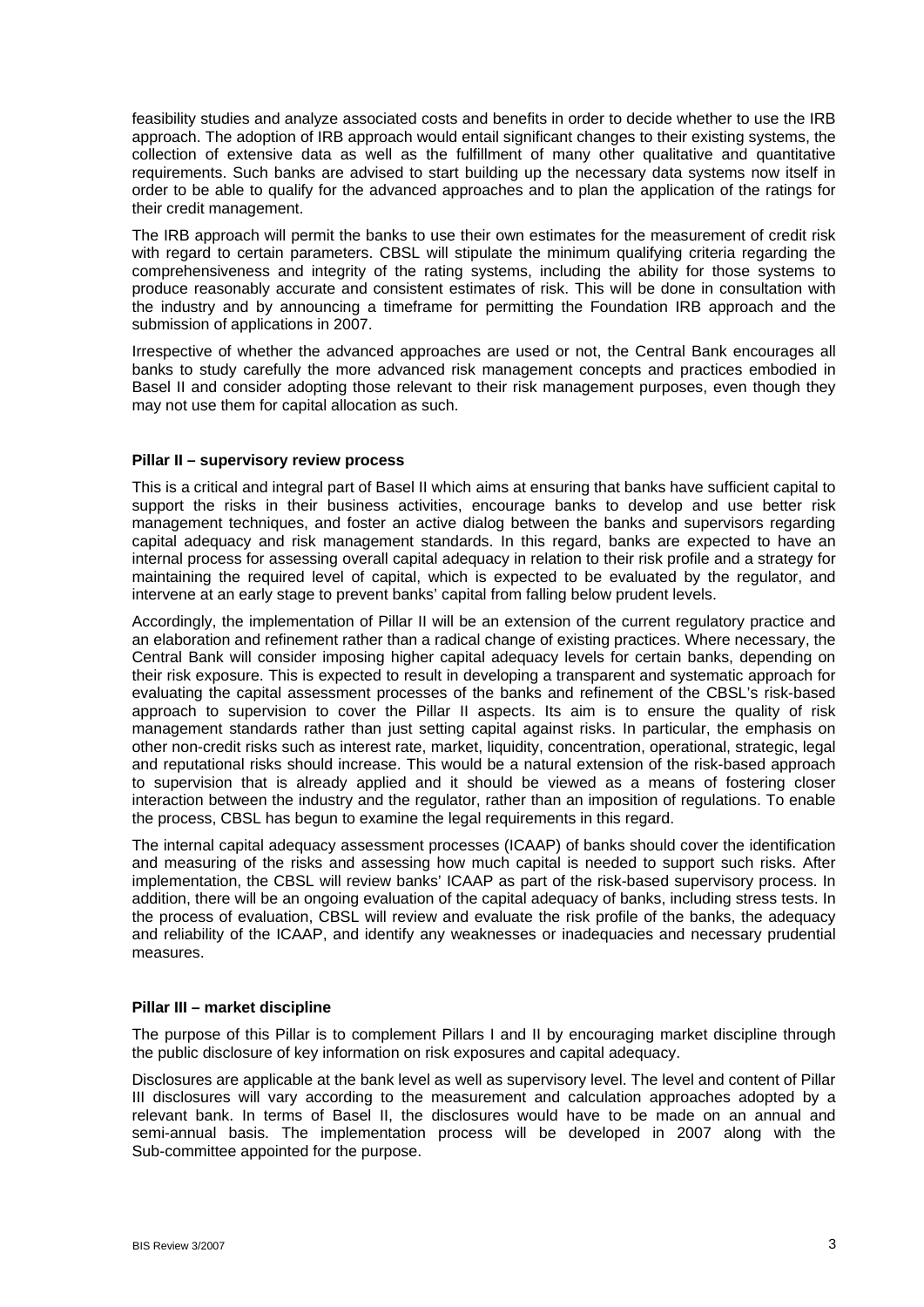feasibility studies and analyze associated costs and benefits in order to decide whether to use the IRB approach. The adoption of IRB approach would entail significant changes to their existing systems, the collection of extensive data as well as the fulfillment of many other qualitative and quantitative requirements. Such banks are advised to start building up the necessary data systems now itself in order to be able to qualify for the advanced approaches and to plan the application of the ratings for their credit management.

The IRB approach will permit the banks to use their own estimates for the measurement of credit risk with regard to certain parameters. CBSL will stipulate the minimum qualifying criteria regarding the comprehensiveness and integrity of the rating systems, including the ability for those systems to produce reasonably accurate and consistent estimates of risk. This will be done in consultation with the industry and by announcing a timeframe for permitting the Foundation IRB approach and the submission of applications in 2007.

Irrespective of whether the advanced approaches are used or not, the Central Bank encourages all banks to study carefully the more advanced risk management concepts and practices embodied in Basel II and consider adopting those relevant to their risk management purposes, even though they may not use them for capital allocation as such.

**Pillar II – supervisory review process**

This is a critical and integral part of Basel II which aims at ensuring that banks have sufficient capital to support the risks in their business activities, encourage banks to develop and use better risk management techniques, and foster an active dialog between the banks and supervisors regarding capital adequacy and risk management standards. In this regard, banks are expected to have an internal process for assessing overall capital adequacy in relation to their risk profile and a strategy for maintaining the required level of capital, which is expected to be evaluated by the regulator, and intervene at an early stage to prevent banks' capital from falling below prudent levels.

Accordingly, the implementation of Pillar II will be an extension of the current regulatory practice and an elaboration and refinement rather than a radical change of existing practices. Where necessary, the Central Bank will consider imposing higher capital adequacy levels for certain banks, depending on their risk exposure. This is expected to result in developing a transparent and systematic approach for evaluating the capital assessment processes of the banks and refinement of the CBSL's risk-based approach to supervision to cover the Pillar II aspects. Its aim is to ensure the quality of risk management standards rather than just setting capital against risks. In particular, the emphasis on other non-credit risks such as interest rate, market, liquidity, concentration, operational, strategic, legal and reputational risks should increase. This would be a natural extension of the risk-based approach to supervision that is already applied and it should be viewed as a means of fostering closer interaction between the industry and the regulator, rather than an imposition of regulations. To enable the process, CBSL has begun to examine the legal requirements in this regard.

The internal capital adequacy assessment processes (ICAAP) of banks should cover the identification and measuring of the risks and assessing how much capital is needed to support such risks. After implementation, the CBSL will review banks' ICAAP as part of the risk-based supervisory process. In addition, there will be an ongoing evaluation of the capital adequacy of banks, including stress tests. In the process of evaluation, CBSL will review and evaluate the risk profile of the banks, the adequacy and reliability of the ICAAP, and identify any weaknesses or inadequacies and necessary prudential measures.

**Pillar III – market discipline**

The purpose of this Pillar is to complement Pillars I and II by encouraging market discipline through the public disclosure of key information on risk exposures and capital adequacy.

Disclosures are applicable at the bank level as well as supervisory level. The level and content of Pillar III disclosures will vary according to the measurement and calculation approaches adopted by a relevant bank. In terms of Basel II, the disclosures would have to be made on an annual and semi-annual basis. The implementation process will be developed in 2007 along with the Sub-committee appointed for the purpose.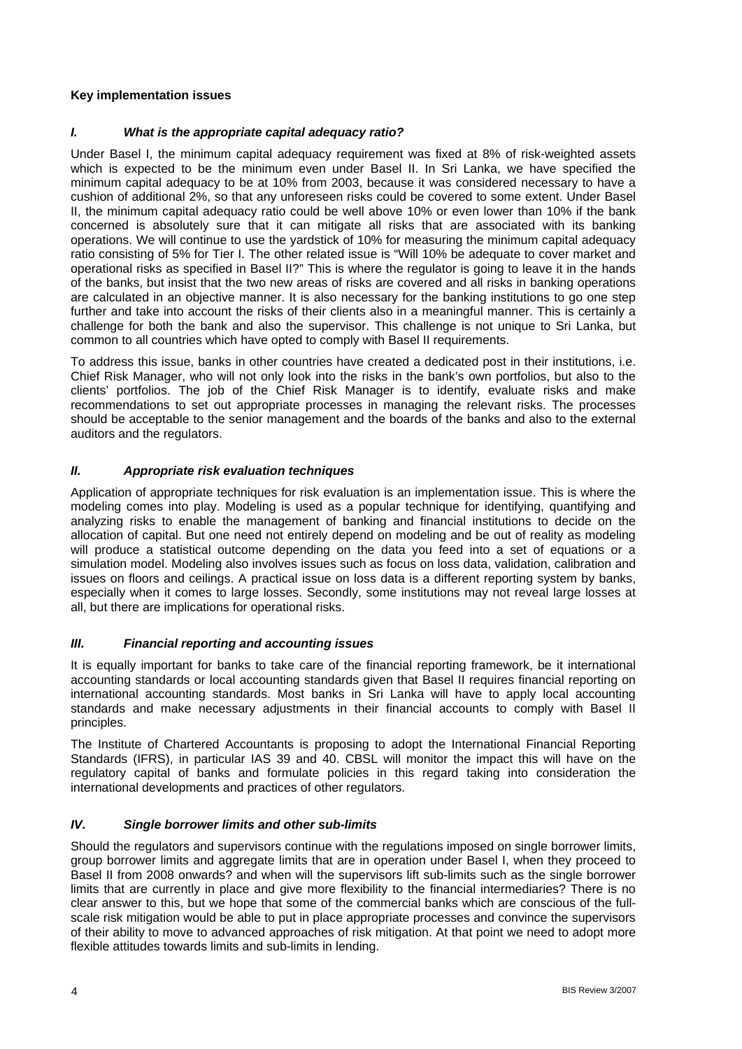**Key implementation issues**

### *I. What is the appropriate capital adequacy ratio?*

Under Basel I, the minimum capital adequacy requirement was fixed at 8% of risk-weighted assets which is expected to be the minimum even under Basel II. In Sri Lanka, we have specified the minimum capital adequacy to be at 10% from 2003, because it was considered necessary to have a cushion of additional 2%, so that any unforeseen risks could be covered to some extent. Under Basel II, the minimum capital adequacy ratio could be well above 10% or even lower than 10% if the bank concerned is absolutely sure that it can mitigate all risks that are associated with its banking operations. We will continue to use the yardstick of 10% for measuring the minimum capital adequacy ratio consisting of 5% for Tier I. The other related issue is "Will 10% be adequate to cover market and operational risks as specified in Basel II?" This is where the regulator is going to leave it in the hands of the banks, but insist that the two new areas of risks are covered and all risks in banking operations are calculated in an objective manner. It is also necessary for the banking institutions to go one step further and take into account the risks of their clients also in a meaningful manner. This is certainly a challenge for both the bank and also the supervisor. This challenge is not unique to Sri Lanka, but common to all countries which have opted to comply with Basel II requirements.

To address this issue, banks in other countries have created a dedicated post in their institutions, i.e. Chief Risk Manager, who will not only look into the risks in the bank's own portfolios, but also to the clients' portfolios. The job of the Chief Risk Manager is to identify, evaluate risks and make recommendations to set out appropriate processes in managing the relevant risks. The processes should be acceptable to the senior management and the boards of the banks and also to the external auditors and the regulators.

### *II. Appropriate risk evaluation techniques*

Application of appropriate techniques for risk evaluation is an implementation issue. This is where the modeling comes into play. Modeling is used as a popular technique for identifying, quantifying and analyzing risks to enable the management of banking and financial institutions to decide on the allocation of capital. But one need not entirely depend on modeling and be out of reality as modeling will produce a statistical outcome depending on the data you feed into a set of equations or a simulation model. Modeling also involves issues such as focus on loss data, validation, calibration and issues on floors and ceilings. A practical issue on loss data is a different reporting system by banks, especially when it comes to large losses. Secondly, some institutions may not reveal large losses at all, but there are implications for operational risks.

### *III. Financial reporting and accounting issues*

It is equally important for banks to take care of the financial reporting framework, be it international accounting standards or local accounting standards given that Basel II requires financial reporting on international accounting standards. Most banks in Sri Lanka will have to apply local accounting standards and make necessary adjustments in their financial accounts to comply with Basel II principles.

The Institute of Chartered Accountants is proposing to adopt the International Financial Reporting Standards (IFRS), in particular IAS 39 and 40. CBSL will monitor the impact this will have on the regulatory capital of banks and formulate policies in this regard taking into consideration the international developments and practices of other regulators.

### *IV. Single borrower limits and other sub-limits*

Should the regulators and supervisors continue with the regulations imposed on single borrower limits, group borrower limits and aggregate limits that are in operation under Basel I, when they proceed to Basel II from 2008 onwards? and when will the supervisors lift sub-limits such as the single borrower limits that are currently in place and give more flexibility to the financial intermediaries? There is no clear answer to this, but we hope that some of the commercial banks which are conscious of the full-scale risk mitigation would be able to put in place appropriate processes and convince the supervisors of their ability to move to advanced approaches of risk mitigation. At that point we need to adopt more flexible attitudes towards limits and sub-limits in lending.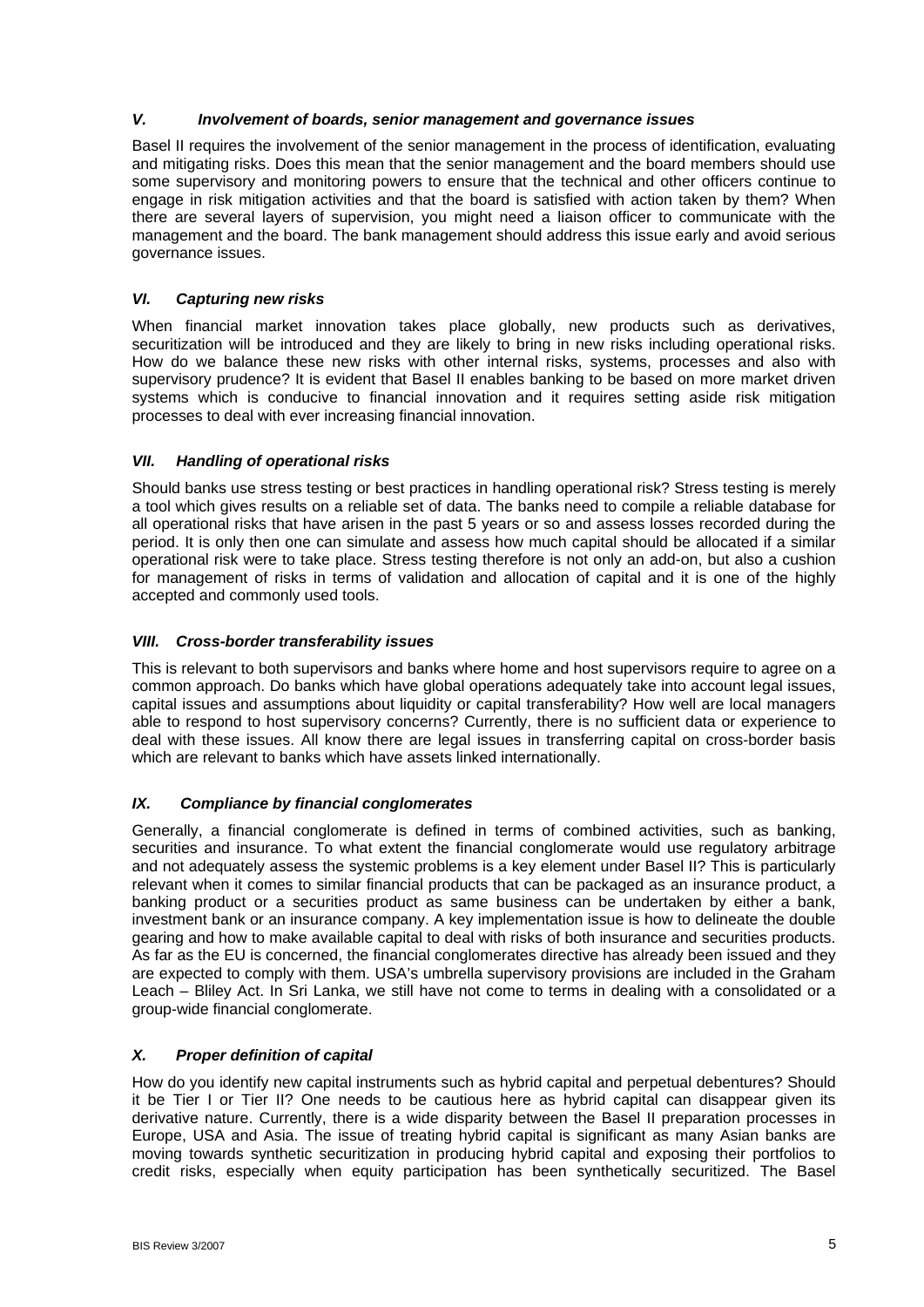### *V. Involvement of boards, senior management and governance issues*

Basel II requires the involvement of the senior management in the process of identification, evaluating and mitigating risks. Does this mean that the senior management and the board members should use some supervisory and monitoring powers to ensure that the technical and other officers continue to engage in risk mitigation activities and that the board is satisfied with action taken by them? When there are several layers of supervision, you might need a liaison officer to communicate with the management and the board. The bank management should address this issue early and avoid serious governance issues.

### *VI. Capturing new risks*

When financial market innovation takes place globally, new products such as derivatives, securitization will be introduced and they are likely to bring in new risks including operational risks. How do we balance these new risks with other internal risks, systems, processes and also with supervisory prudence? It is evident that Basel II enables banking to be based on more market driven systems which is conducive to financial innovation and it requires setting aside risk mitigation processes to deal with ever increasing financial innovation.

### *VII. Handling of operational risks*

Should banks use stress testing or best practices in handling operational risk? Stress testing is merely a tool which gives results on a reliable set of data. The banks need to compile a reliable database for all operational risks that have arisen in the past 5 years or so and assess losses recorded during the period. It is only then one can simulate and assess how much capital should be allocated if a similar operational risk were to take place. Stress testing therefore is not only an add-on, but also a cushion for management of risks in terms of validation and allocation of capital and it is one of the highly accepted and commonly used tools.

### *VIII. Cross-border transferability issues*

This is relevant to both supervisors and banks where home and host supervisors require to agree on a common approach. Do banks which have global operations adequately take into account legal issues, capital issues and assumptions about liquidity or capital transferability? How well are local managers able to respond to host supervisory concerns? Currently, there is no sufficient data or experience to deal with these issues. All know there are legal issues in transferring capital on cross-border basis which are relevant to banks which have assets linked internationally.

### *IX. Compliance by financial conglomerates*

Generally, a financial conglomerate is defined in terms of combined activities, such as banking, securities and insurance. To what extent the financial conglomerate would use regulatory arbitrage and not adequately assess the systemic problems is a key element under Basel II? This is particularly relevant when it comes to similar financial products that can be packaged as an insurance product, a banking product or a securities product as same business can be undertaken by either a bank, investment bank or an insurance company. A key implementation issue is how to delineate the double gearing and how to make available capital to deal with risks of both insurance and securities products. As far as the EU is concerned, the financial conglomerates directive has already been issued and they are expected to comply with them. USA's umbrella supervisory provisions are included in the Graham Leach – Bliley Act. In Sri Lanka, we still have not come to terms in dealing with a consolidated or a group-wide financial conglomerate.

### *X. Proper definition of capital*

How do you identify new capital instruments such as hybrid capital and perpetual debentures? Should it be Tier I or Tier II? One needs to be cautious here as hybrid capital can disappear given its derivative nature. Currently, there is a wide disparity between the Basel II preparation processes in Europe, USA and Asia. The issue of treating hybrid capital is significant as many Asian banks are moving towards synthetic securitization in producing hybrid capital and exposing their portfolios to credit risks, especially when equity participation has been synthetically securitized. The Basel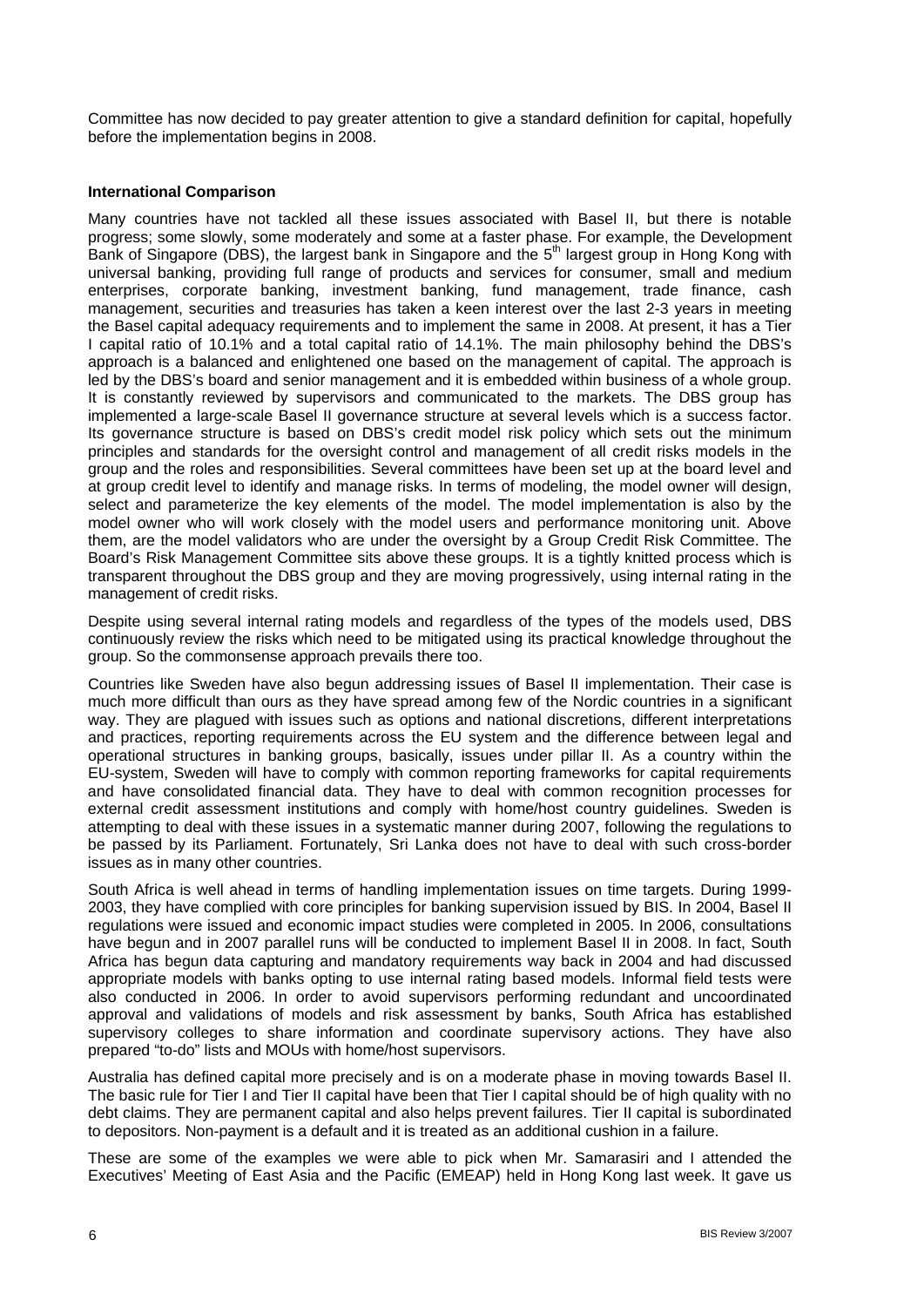Committee has now decided to pay greater attention to give a standard definition for capital, hopefully before the implementation begins in 2008.

**International Comparison**

Many countries have not tackled all these issues associated with Basel II, but there is notable progress; some slowly, some moderately and some at a faster phase. For example, the Development Bank of Singapore (DBS), the largest bank in Singapore and the 5th largest group in Hong Kong with universal banking, providing full range of products and services for consumer, small and medium enterprises, corporate banking, investment banking, fund management, trade finance, cash management, securities and treasuries has taken a keen interest over the last 2-3 years in meeting the Basel capital adequacy requirements and to implement the same in 2008. At present, it has a Tier I capital ratio of 10.1% and a total capital ratio of 14.1%. The main philosophy behind the DBS's approach is a balanced and enlightened one based on the management of capital. The approach is led by the DBS's board and senior management and it is embedded within business of a whole group. It is constantly reviewed by supervisors and communicated to the markets. The DBS group has implemented a large-scale Basel II governance structure at several levels which is a success factor. Its governance structure is based on DBS's credit model risk policy which sets out the minimum principles and standards for the oversight control and management of all credit risks models in the group and the roles and responsibilities. Several committees have been set up at the board level and at group credit level to identify and manage risks. In terms of modeling, the model owner will design, select and parameterize the key elements of the model. The model implementation is also by the model owner who will work closely with the model users and performance monitoring unit. Above them, are the model validators who are under the oversight by a Group Credit Risk Committee. The Board's Risk Management Committee sits above these groups. It is a tightly knitted process which is transparent throughout the DBS group and they are moving progressively, using internal rating in the management of credit risks.

Despite using several internal rating models and regardless of the types of the models used, DBS continuously review the risks which need to be mitigated using its practical knowledge throughout the group. So the commonsense approach prevails there too.

Countries like Sweden have also begun addressing issues of Basel II implementation. Their case is much more difficult than ours as they have spread among few of the Nordic countries in a significant way. They are plagued with issues such as options and national discretions, different interpretations and practices, reporting requirements across the EU system and the difference between legal and operational structures in banking groups, basically, issues under pillar II. As a country within the EU-system, Sweden will have to comply with common reporting frameworks for capital requirements and have consolidated financial data. They have to deal with common recognition processes for external credit assessment institutions and comply with home/host country guidelines. Sweden is attempting to deal with these issues in a systematic manner during 2007, following the regulations to be passed by its Parliament. Fortunately, Sri Lanka does not have to deal with such cross-border issues as in many other countries.

South Africa is well ahead in terms of handling implementation issues on time targets. During 1999-2003, they have complied with core principles for banking supervision issued by BIS. In 2004, Basel II regulations were issued and economic impact studies were completed in 2005. In 2006, consultations have begun and in 2007 parallel runs will be conducted to implement Basel II in 2008. In fact, South Africa has begun data capturing and mandatory requirements way back in 2004 and had discussed appropriate models with banks opting to use internal rating based models. Informal field tests were also conducted in 2006. In order to avoid supervisors performing redundant and uncoordinated approval and validations of models and risk assessment by banks, South Africa has established supervisory colleges to share information and coordinate supervisory actions. They have also prepared "to-do" lists and MOUs with home/host supervisors.

Australia has defined capital more precisely and is on a moderate phase in moving towards Basel II. The basic rule for Tier I and Tier II capital have been that Tier I capital should be of high quality with no debt claims. They are permanent capital and also helps prevent failures. Tier II capital is subordinated to depositors. Non-payment is a default and it is treated as an additional cushion in a failure.

These are some of the examples we were able to pick when Mr. Samarasiri and I attended the Executives' Meeting of East Asia and the Pacific (EMEAP) held in Hong Kong last week. It gave us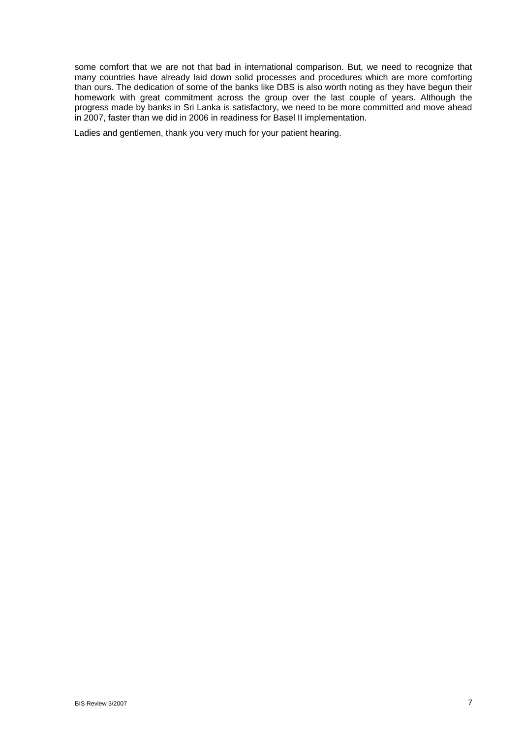some comfort that we are not that bad in international comparison. But, we need to recognize that many countries have already laid down solid processes and procedures which are more comforting than ours. The dedication of some of the banks like DBS is also worth noting as they have begun their homework with great commitment across the group over the last couple of years. Although the progress made by banks in Sri Lanka is satisfactory, we need to be more committed and move ahead in 2007, faster than we did in 2006 in readiness for Basel II implementation.

Ladies and gentlemen, thank you very much for your patient hearing.